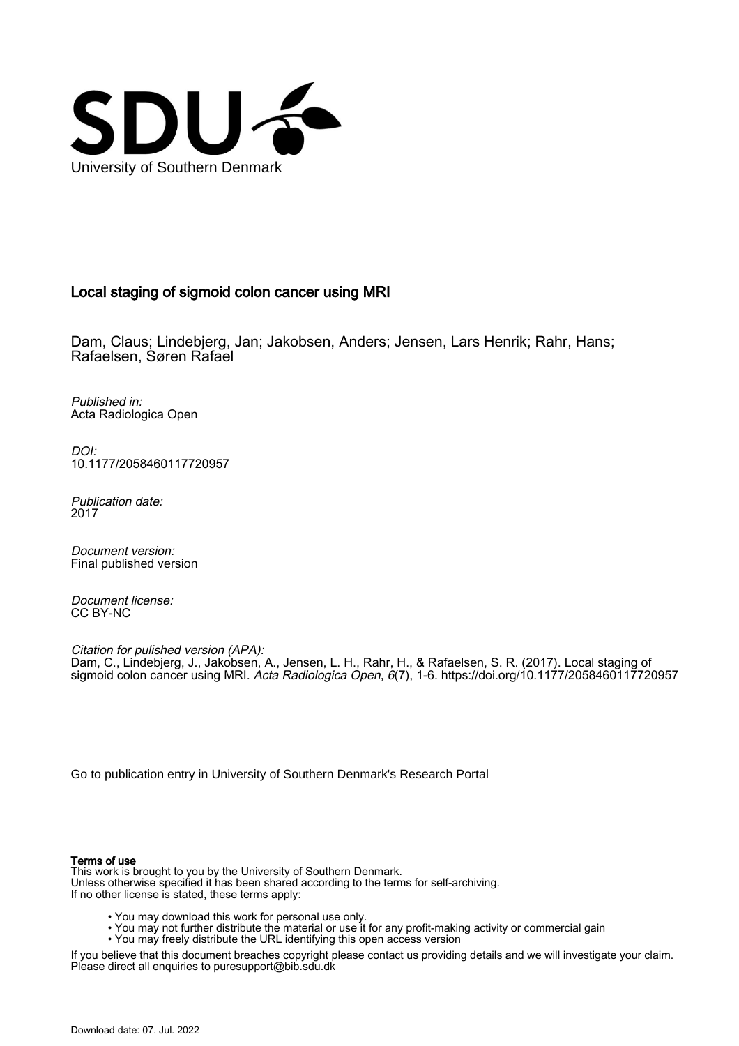University of Southern Denmark

# Local staging of sigmoid colon cancer using MRI

Dam, Claus; Lindebjerg, Jan; Jakobsen, Anders; Jensen, Lars Henrik; Rahr, Hans; Rafaelsen, Søren Rafael

*Published in:*
Acta Radiologica Open

*DOI:*
10.1177/2058460117720957

*Publication date:*
2017

*Document version:*
Final published version

*Document license:*
CC BY-NC

*Citation for pulished version (APA):*
Dam, C., Lindebjerg, J., Jakobsen, A., Jensen, L. H., Rahr, H., & Rafaelsen, S. R. (2017). Local staging of sigmoid colon cancer using MRI. *Acta Radiologica Open*, *6*(7), 1-6. https://doi.org/10.1177/2058460117720957

Go to publication entry in University of Southern Denmark's Research Portal

**Terms of use**
This work is brought to you by the University of Southern Denmark.
Unless otherwise specified it has been shared according to the terms for self-archiving.
If no other license is stated, these terms apply:

- You may download this work for personal use only.
- You may not further distribute the material or use it for any profit-making activity or commercial gain
- You may freely distribute the URL identifying this open access version

If you believe that this document breaches copyright please contact us providing details and we will investigate your claim.
Please direct all enquiries to puresupport@bib.sdu.dk

Download date: 07. Jul. 2022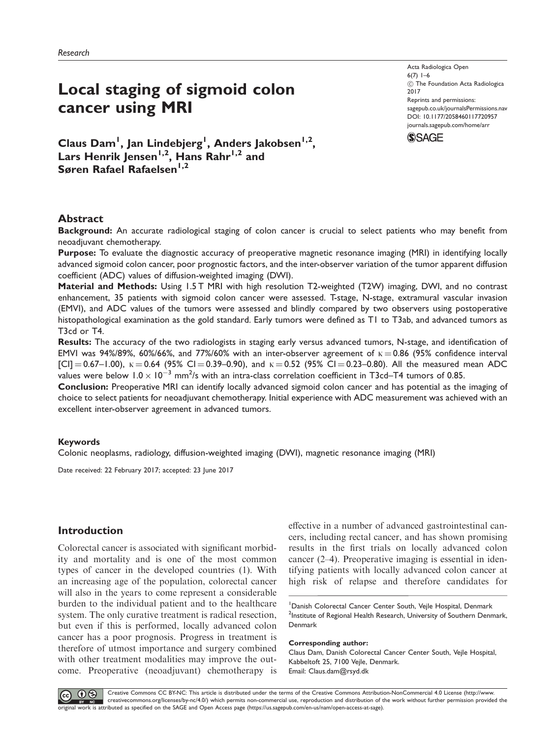# Local staging of sigmoid colon cancer using MRI

**Claus Dam[1], Jan Lindebjerg[1], Anders Jakobsen[1,2], Lars Henrik Jensen[1,2], Hans Rahr[1,2] and Søren Rafael Rafaelsen[1,2]**

Acta Radiologica Open
6(7) 1–6
© The Foundation Acta Radiologica 2017
Reprints and permissions: sagepub.co.uk/journalsPermissions.nav
DOI: 10.1177/2058460117720957
journals.sagepub.com/home/arr

## Abstract

**Background:** An accurate radiological staging of colon cancer is crucial to select patients who may benefit from neoadjuvant chemotherapy.

**Purpose:** To evaluate the diagnostic accuracy of preoperative magnetic resonance imaging (MRI) in identifying locally advanced sigmoid colon cancer, poor prognostic factors, and the inter-observer variation of the tumor apparent diffusion coefficient (ADC) values of diffusion-weighted imaging (DWI).

**Material and Methods:** Using 1.5 T MRI with high resolution T2-weighted (T2W) imaging, DWI, and no contrast enhancement, 35 patients with sigmoid colon cancer were assessed. T-stage, N-stage, extramural vascular invasion (EMVI), and ADC values of the tumors were assessed and blindly compared by two observers using postoperative histopathological examination as the gold standard. Early tumors were defined as T1 to T3ab, and advanced tumors as T3cd or T4.

**Results:** The accuracy of the two radiologists in staging early versus advanced tumors, N-stage, and identification of EMVI was 94%/89%, 60%/66%, and 77%/60% with an inter-observer agreement of $\kappa = 0.86$ (95% confidence interval [CI] = 0.67–1.00), $\kappa = 0.64$ (95% CI = 0.39–0.90), and $\kappa = 0.52$ (95% CI = 0.23–0.80). All the measured mean ADC values were below $1.0 \times 10^{-3}$ mm$^2$/s with an intra-class correlation coefficient in T3cd–T4 tumors of 0.85.

**Conclusion:** Preoperative MRI can identify locally advanced sigmoid colon cancer and has potential as the imaging of choice to select patients for neoadjuvant chemotherapy. Initial experience with ADC measurement was achieved with an excellent inter-observer agreement in advanced tumors.

### Keywords

Colonic neoplasms, radiology, diffusion-weighted imaging (DWI), magnetic resonance imaging (MRI)

Date received: 22 February 2017; accepted: 23 June 2017

## Introduction

Colorectal cancer is associated with significant morbidity and mortality and is one of the most common types of cancer in the developed countries (1). With an increasing age of the population, colorectal cancer will also in the years to come represent a considerable burden to the individual patient and to the healthcare system. The only curative treatment is radical resection, but even if this is performed, locally advanced colon cancer has a poor prognosis. Progress in treatment is therefore of utmost importance and surgery combined with other treatment modalities may improve the outcome. Preoperative (neoadjuvant) chemotherapy is effective in a number of advanced gastrointestinal cancers, including rectal cancer, and has shown promising results in the first trials on locally advanced colon cancer (2–4). Preoperative imaging is essential in identifying patients with locally advanced colon cancer at high risk of relapse and therefore candidates for

[1]Danish Colorectal Cancer Center South, Vejle Hospital, Denmark
[2]Institute of Regional Health Research, University of Southern Denmark, Denmark

**Corresponding author:**
Claus Dam, Danish Colorectal Cancer Center South, Vejle Hospital, Kabbeltoft 25, 7100 Vejle, Denmark.
Email: Claus.dam@rsyd.dk

Creative Commons CC BY-NC: This article is distributed under the terms of the Creative Commons Attribution-NonCommercial 4.0 License (http://www.creativecommons.org/licenses/by-nc/4.0/) which permits non-commercial use, reproduction and distribution of the work without further permission provided the original work is attributed as specified on the SAGE and Open Access page (https://us.sagepub.com/en-us/nam/open-access-at-sage).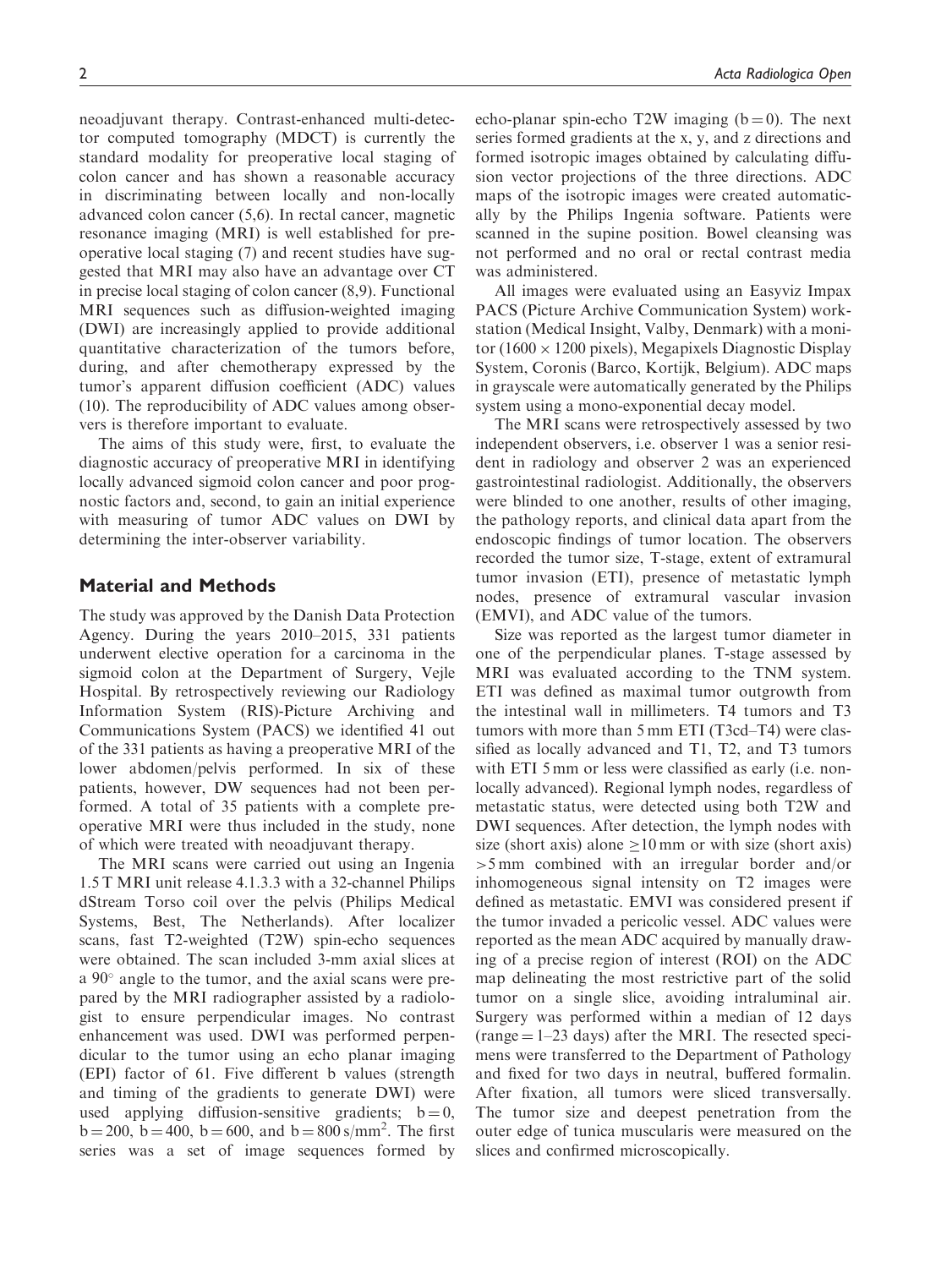neoadjuvant therapy. Contrast-enhanced multi-detector computed tomography (MDCT) is currently the standard modality for preoperative local staging of colon cancer and has shown a reasonable accuracy in discriminating between locally and non-locally advanced colon cancer (5,6). In rectal cancer, magnetic resonance imaging (MRI) is well established for preoperative local staging (7) and recent studies have suggested that MRI may also have an advantage over CT in precise local staging of colon cancer (8,9). Functional MRI sequences such as diffusion-weighted imaging (DWI) are increasingly applied to provide additional quantitative characterization of the tumors before, during, and after chemotherapy expressed by the tumor's apparent diffusion coefficient (ADC) values (10). The reproducibility of ADC values among observers is therefore important to evaluate.

The aims of this study were, first, to evaluate the diagnostic accuracy of preoperative MRI in identifying locally advanced sigmoid colon cancer and poor prognostic factors and, second, to gain an initial experience with measuring of tumor ADC values on DWI by determining the inter-observer variability.

## Material and Methods

The study was approved by the Danish Data Protection Agency. During the years 2010–2015, 331 patients underwent elective operation for a carcinoma in the sigmoid colon at the Department of Surgery, Vejle Hospital. By retrospectively reviewing our Radiology Information System (RIS)-Picture Archiving and Communications System (PACS) we identified 41 out of the 331 patients as having a preoperative MRI of the lower abdomen/pelvis performed. In six of these patients, however, DW sequences had not been performed. A total of 35 patients with a complete preoperative MRI were thus included in the study, none of which were treated with neoadjuvant therapy.

The MRI scans were carried out using an Ingenia 1.5 T MRI unit release 4.1.3.3 with a 32-channel Philips dStream Torso coil over the pelvis (Philips Medical Systems, Best, The Netherlands). After localizer scans, fast T2-weighted (T2W) spin-echo sequences were obtained. The scan included 3-mm axial slices at a 90° angle to the tumor, and the axial scans were prepared by the MRI radiographer assisted by a radiologist to ensure perpendicular images. No contrast enhancement was used. DWI was performed perpendicular to the tumor using an echo planar imaging (EPI) factor of 61. Five different b values (strength and timing of the gradients to generate DWI) were used applying diffusion-sensitive gradients; $b = 0$, $b = 200$, $b = 400$, $b = 600$, and $b = 800\ s/mm^2$. The first series was a set of image sequences formed by echo-planar spin-echo T2W imaging ($b = 0$). The next series formed gradients at the x, y, and z directions and formed isotropic images obtained by calculating diffusion vector projections of the three directions. ADC maps of the isotropic images were created automatically by the Philips Ingenia software. Patients were scanned in the supine position. Bowel cleansing was not performed and no oral or rectal contrast media was administered.

All images were evaluated using an Easyviz Impax PACS (Picture Archive Communication System) workstation (Medical Insight, Valby, Denmark) with a monitor (1600 × 1200 pixels), Megapixels Diagnostic Display System, Coronis (Barco, Kortijk, Belgium). ADC maps in grayscale were automatically generated by the Philips system using a mono-exponential decay model.

The MRI scans were retrospectively assessed by two independent observers, i.e. observer 1 was a senior resident in radiology and observer 2 was an experienced gastrointestinal radiologist. Additionally, the observers were blinded to one another, results of other imaging, the pathology reports, and clinical data apart from the endoscopic findings of tumor location. The observers recorded the tumor size, T-stage, extent of extramural tumor invasion (ETI), presence of metastatic lymph nodes, presence of extramural vascular invasion (EMVI), and ADC value of the tumors.

Size was reported as the largest tumor diameter in one of the perpendicular planes. T-stage assessed by MRI was evaluated according to the TNM system. ETI was defined as maximal tumor outgrowth from the intestinal wall in millimeters. T4 tumors and T3 tumors with more than 5 mm ETI (T3cd–T4) were classified as locally advanced and T1, T2, and T3 tumors with ETI 5 mm or less were classified as early (i.e. non-locally advanced). Regional lymph nodes, regardless of metastatic status, were detected using both T2W and DWI sequences. After detection, the lymph nodes with size (short axis) alone $\geq$10 mm or with size (short axis) >5 mm combined with an irregular border and/or inhomogeneous signal intensity on T2 images were defined as metastatic. EMVI was considered present if the tumor invaded a pericolic vessel. ADC values were reported as the mean ADC acquired by manually drawing of a precise region of interest (ROI) on the ADC map delineating the most restrictive part of the solid tumor on a single slice, avoiding intraluminal air. Surgery was performed within a median of 12 days (range = 1–23 days) after the MRI. The resected specimens were transferred to the Department of Pathology and fixed for two days in neutral, buffered formalin. After fixation, all tumors were sliced transversally. The tumor size and deepest penetration from the outer edge of tunica muscularis were measured on the slices and confirmed microscopically.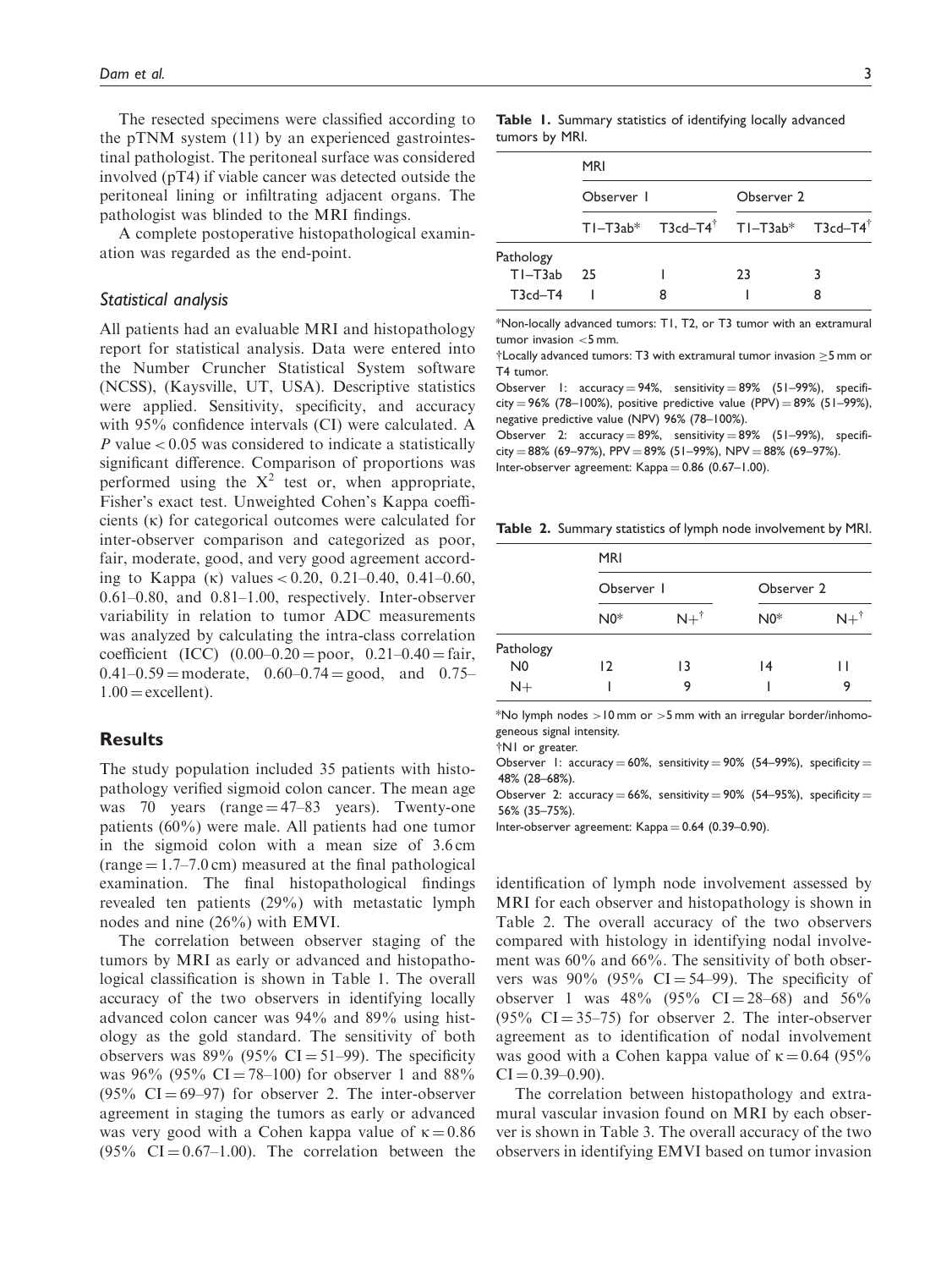The resected specimens were classified according to the pTNM system (11) by an experienced gastrointestinal pathologist. The peritoneal surface was considered involved (pT4) if viable cancer was detected outside the peritoneal lining or infiltrating adjacent organs. The pathologist was blinded to the MRI findings.

A complete postoperative histopathological examination was regarded as the end-point.

### *Statistical analysis*

All patients had an evaluable MRI and histopathology report for statistical analysis. Data were entered into the Number Cruncher Statistical System software (NCSS), (Kaysville, UT, USA). Descriptive statistics were applied. Sensitivity, specificity, and accuracy with 95% confidence intervals (CI) were calculated. A $P$ value $< 0.05$ was considered to indicate a statistically significant difference. Comparison of proportions was performed using the $X^2$ test or, when appropriate, Fisher's exact test. Unweighted Cohen's Kappa coefficients ($\kappa$) for categorical outcomes were calculated for inter-observer comparison and categorized as poor, fair, moderate, good, and very good agreement according to Kappa ($\kappa$) values < 0.20, 0.21–0.40, 0.41–0.60, 0.61–0.80, and 0.81–1.00, respectively. Inter-observer variability in relation to tumor ADC measurements was analyzed by calculating the intra-class correlation coefficient (ICC) (0.00–0.20 = poor, 0.21–0.40 = fair, 0.41–0.59 = moderate, 0.60–0.74 = good, and 0.75–1.00 = excellent).

## Results

The study population included 35 patients with histopathology verified sigmoid colon cancer. The mean age was 70 years (range = 47–83 years). Twenty-one patients (60%) were male. All patients had one tumor in the sigmoid colon with a mean size of 3.6 cm (range = 1.7–7.0 cm) measured at the final pathological examination. The final histopathological findings revealed ten patients (29%) with metastatic lymph nodes and nine (26%) with EMVI.

The correlation between observer staging of the tumors by MRI as early or advanced and histopathological classification is shown in Table 1. The overall accuracy of the two observers in identifying locally advanced colon cancer was 94% and 89% using histology as the gold standard. The sensitivity of both observers was 89% (95% CI = 51–99). The specificity was 96% (95% CI = 78–100) for observer 1 and 88% (95% CI = 69–97) for observer 2. The inter-observer agreement in staging the tumors as early or advanced was very good with a Cohen kappa value of $\kappa = 0.86$ (95% CI = 0.67–1.00). The correlation between the identification of lymph node involvement assessed by MRI for each observer and histopathology is shown in Table 2. The overall accuracy of the two observers compared with histology in identifying nodal involvement was 60% and 66%. The sensitivity of both observers was 90% (95% CI = 54–99). The specificity of observer 1 was 48% (95% CI = 28–68) and 56% (95% CI = 35–75) for observer 2. The inter-observer agreement as to identification of nodal involvement was good with a Cohen kappa value of $\kappa = 0.64$ (95% CI = 0.39–0.90).

The correlation between histopathology and extramural vascular invasion found on MRI by each observer is shown in Table 3. The overall accuracy of the two observers in identifying EMVI based on tumor invasion

**Table 1.** Summary statistics of identifying locally advanced tumors by MRI.

| | MRI | | | |
|---|---|---|---|---|
| | Observer 1 | | Observer 2 | |
| | T1–T3ab* | T3cd–T4† | T1–T3ab* | T3cd–T4† |
| Pathology | | | | |
| T1–T3ab | 25 | 1 | 23 | 3 |
| T3cd–T4 | 1 | 8 | 1 | 8 |

*Non-locally advanced tumors: T1, T2, or T3 tumor with an extramural tumor invasion <5 mm.
†Locally advanced tumors: T3 with extramural tumor invasion ≥5 mm or T4 tumor.
Observer 1: accuracy = 94%, sensitivity = 89% (51–99%), specificity = 96% (78–100%), positive predictive value (PPV) = 89% (51–99%), negative predictive value (NPV) 96% (78–100%).
Observer 2: accuracy = 89%, sensitivity = 89% (51–99%), specificity = 88% (69–97%), PPV = 89% (51–99%), NPV = 88% (69–97%).
Inter-observer agreement: Kappa = 0.86 (0.67–1.00).

**Table 2.** Summary statistics of lymph node involvement by MRI.

| | MRI | | | |
|---|---|---|---|---|
| | Observer 1 | | Observer 2 | |
| | N0* | N+† | N0* | N+† |
| Pathology | | | | |
| N0 | 12 | 13 | 14 | 11 |
| N+ | 1 | 9 | 1 | 9 |

*No lymph nodes >10 mm or >5 mm with an irregular border/inhomogeneous signal intensity.
†N1 or greater.
Observer 1: accuracy = 60%, sensitivity = 90% (54–99%), specificity = 48% (28–68%).
Observer 2: accuracy = 66%, sensitivity = 90% (54–95%), specificity = 56% (35–75%).
Inter-observer agreement: Kappa = 0.64 (0.39–0.90).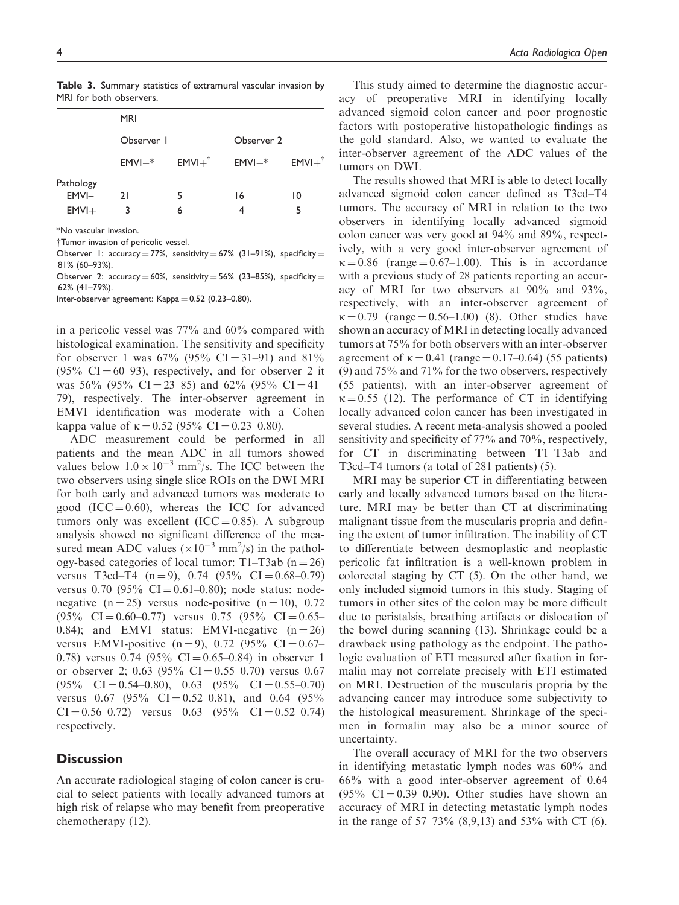**Table 3.** Summary statistics of extramural vascular invasion by MRI for both observers.

| | MRI | | | |
|---|---|---|---|---|
| | Observer 1 | | Observer 2 | |
| | EMVI−* | EMVI+[†] | EMVI−* | EMVI+[†] |
| Pathology | | | | |
| EMVI− | 21 | 5 | 16 | 10 |
| EMVI+ | 3 | 6 | 4 | 5 |

*No vascular invasion.

†Tumor invasion of pericolic vessel.

Observer 1: accuracy = 77%, sensitivity = 67% (31–91%), specificity = 81% (60–93%).

Observer 2: accuracy = 60%, sensitivity = 56% (23–85%), specificity = 62% (41–79%).

Inter-observer agreement: Kappa = 0.52 (0.23–0.80).

in a pericolic vessel was 77% and 60% compared with histological examination. The sensitivity and specificity for observer 1 was 67% (95% CI = 31–91) and 81% (95% CI = 60–93), respectively, and for observer 2 it was 56% (95% CI = 23–85) and 62% (95% CI = 41–79), respectively. The inter-observer agreement in EMVI identification was moderate with a Cohen kappa value of $\kappa = 0.52$ (95% CI = 0.23–0.80).

ADC measurement could be performed in all patients and the mean ADC in all tumors showed values below $1.0 \times 10^{-3}$ mm$^2$/s. The ICC between the two observers using single slice ROIs on the DWI MRI for both early and advanced tumors was moderate to good (ICC = 0.60), whereas the ICC for advanced tumors only was excellent (ICC = 0.85). A subgroup analysis showed no significant difference of the measured mean ADC values ($\times 10^{-3}$ mm$^2$/s) in the pathology-based categories of local tumor: T1–T3ab (n = 26) versus T3cd–T4 (n = 9), 0.74 (95% CI = 0.68–0.79) versus 0.70 (95% CI = 0.61–0.80); node status: node-negative (n = 25) versus node-positive (n = 10), 0.72 (95% CI = 0.60–0.77) versus 0.75 (95% CI = 0.65–0.84); and EMVI status: EMVI-negative (n = 26) versus EMVI-positive (n = 9), 0.72 (95% CI = 0.67–0.78) versus 0.74 (95% CI = 0.65–0.84) in observer 1 or observer 2; 0.63 (95% CI = 0.55–0.70) versus 0.67 (95% CI = 0.54–0.80), 0.63 (95% CI = 0.55–0.70) versus 0.67 (95% CI = 0.52–0.81), and 0.64 (95% CI = 0.56–0.72) versus 0.63 (95% CI = 0.52–0.74) respectively.

## Discussion

An accurate radiological staging of colon cancer is crucial to select patients with locally advanced tumors at high risk of relapse who may benefit from preoperative chemotherapy (12).

This study aimed to determine the diagnostic accuracy of preoperative MRI in identifying locally advanced sigmoid colon cancer and poor prognostic factors with postoperative histopathologic findings as the gold standard. Also, we wanted to evaluate the inter-observer agreement of the ADC values of the tumors on DWI.

The results showed that MRI is able to detect locally advanced sigmoid colon cancer defined as T3cd–T4 tumors. The accuracy of MRI in relation to the two observers in identifying locally advanced sigmoid colon cancer was very good at 94% and 89%, respectively, with a very good inter-observer agreement of $\kappa = 0.86$ (range = 0.67–1.00). This is in accordance with a previous study of 28 patients reporting an accuracy of MRI for two observers at 90% and 93%, respectively, with an inter-observer agreement of $\kappa = 0.79$ (range = 0.56–1.00) (8). Other studies have shown an accuracy of MRI in detecting locally advanced tumors at 75% for both observers with an inter-observer agreement of $\kappa = 0.41$ (range = 0.17–0.64) (55 patients) (9) and 75% and 71% for the two observers, respectively (55 patients), with an inter-observer agreement of $\kappa = 0.55$ (12). The performance of CT in identifying locally advanced colon cancer has been investigated in several studies. A recent meta-analysis showed a pooled sensitivity and specificity of 77% and 70%, respectively, for CT in discriminating between T1–T3ab and T3cd–T4 tumors (a total of 281 patients) (5).

MRI may be superior CT in differentiating between early and locally advanced tumors based on the literature. MRI may be better than CT at discriminating malignant tissue from the muscularis propria and defining the extent of tumor infiltration. The inability of CT to differentiate between desmoplastic and neoplastic pericolic fat infiltration is a well-known problem in colorectal staging by CT (5). On the other hand, we only included sigmoid tumors in this study. Staging of tumors in other sites of the colon may be more difficult due to peristalsis, breathing artifacts or dislocation of the bowel during scanning (13). Shrinkage could be a drawback using pathology as the endpoint. The pathologic evaluation of ETI measured after fixation in formalin may not correlate precisely with ETI estimated on MRI. Destruction of the muscularis propria by the advancing cancer may introduce some subjectivity to the histological measurement. Shrinkage of the specimen in formalin may also be a minor source of uncertainty.

The overall accuracy of MRI for the two observers in identifying metastatic lymph nodes was 60% and 66% with a good inter-observer agreement of 0.64 (95% CI = 0.39–0.90). Other studies have shown an accuracy of MRI in detecting metastatic lymph nodes in the range of 57–73% (8,9,13) and 53% with CT (6).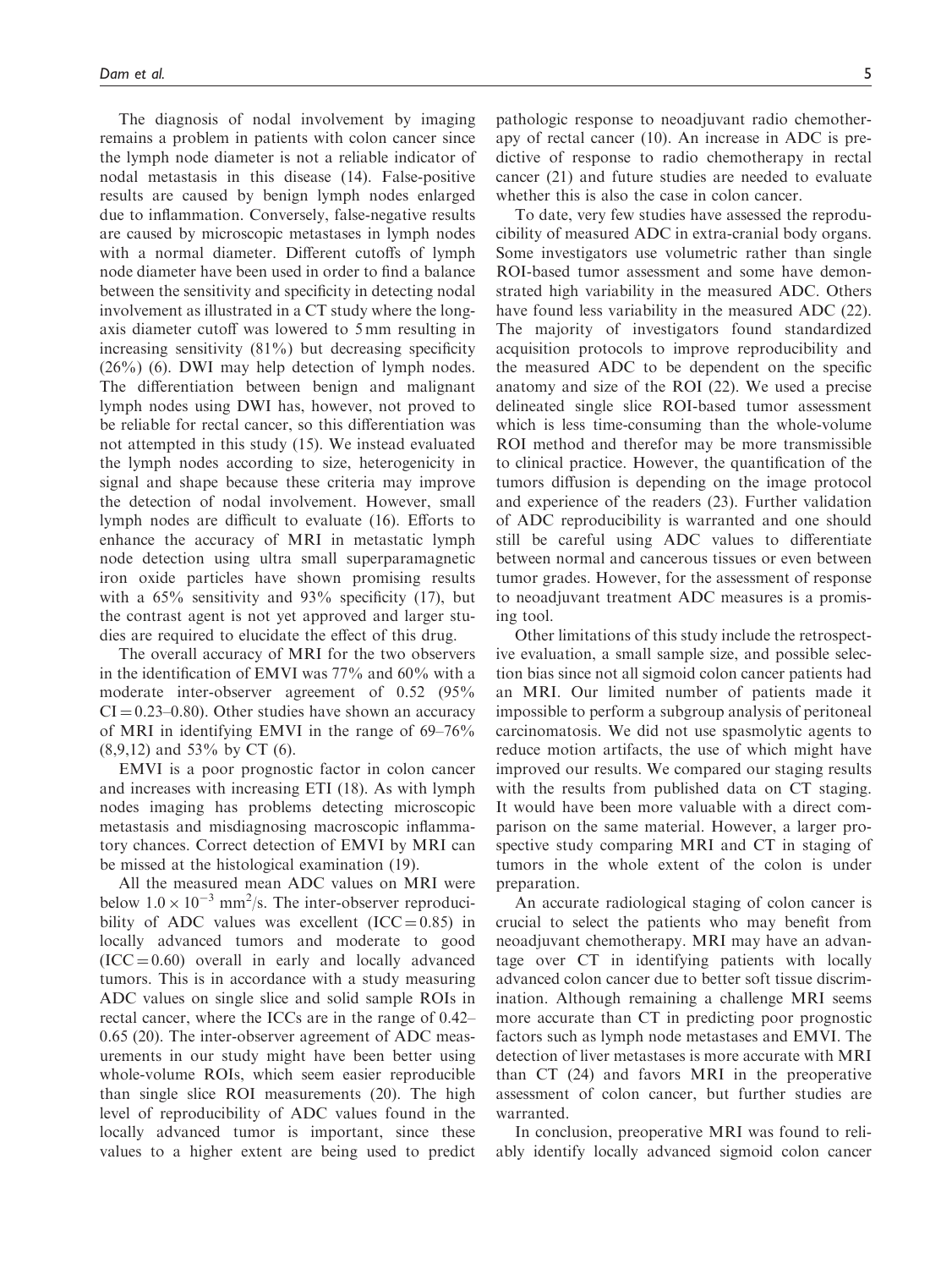The diagnosis of nodal involvement by imaging remains a problem in patients with colon cancer since the lymph node diameter is not a reliable indicator of nodal metastasis in this disease (14). False-positive results are caused by benign lymph nodes enlarged due to inflammation. Conversely, false-negative results are caused by microscopic metastases in lymph nodes with a normal diameter. Different cutoffs of lymph node diameter have been used in order to find a balance between the sensitivity and specificity in detecting nodal involvement as illustrated in a CT study where the long-axis diameter cutoff was lowered to 5 mm resulting in increasing sensitivity (81%) but decreasing specificity (26%) (6). DWI may help detection of lymph nodes. The differentiation between benign and malignant lymph nodes using DWI has, however, not proved to be reliable for rectal cancer, so this differentiation was not attempted in this study (15). We instead evaluated the lymph nodes according to size, heterogenicity in signal and shape because these criteria may improve the detection of nodal involvement. However, small lymph nodes are difficult to evaluate (16). Efforts to enhance the accuracy of MRI in metastatic lymph node detection using ultra small superparamagnetic iron oxide particles have shown promising results with a 65% sensitivity and 93% specificity (17), but the contrast agent is not yet approved and larger studies are required to elucidate the effect of this drug.

The overall accuracy of MRI for the two observers in the identification of EMVI was 77% and 60% with a moderate inter-observer agreement of 0.52 (95% CI = 0.23–0.80). Other studies have shown an accuracy of MRI in identifying EMVI in the range of 69–76% (8,9,12) and 53% by CT (6).

EMVI is a poor prognostic factor in colon cancer and increases with increasing ETI (18). As with lymph nodes imaging has problems detecting microscopic metastasis and misdiagnosing macroscopic inflammatory chances. Correct detection of EMVI by MRI can be missed at the histological examination (19).

All the measured mean ADC values on MRI were below $1.0 \times 10^{-3}$ $mm^2/s$. The inter-observer reproducibility of ADC values was excellent (ICC = 0.85) in locally advanced tumors and moderate to good (ICC = 0.60) overall in early and locally advanced tumors. This is in accordance with a study measuring ADC values on single slice and solid sample ROIs in rectal cancer, where the ICCs are in the range of 0.42–0.65 (20). The inter-observer agreement of ADC measurements in our study might have been better using whole-volume ROIs, which seem easier reproducible than single slice ROI measurements (20). The high level of reproducibility of ADC values found in the locally advanced tumor is important, since these values to a higher extent are being used to predict pathologic response to neoadjuvant radio chemotherapy of rectal cancer (10). An increase in ADC is predictive of response to radio chemotherapy in rectal cancer (21) and future studies are needed to evaluate whether this is also the case in colon cancer.

To date, very few studies have assessed the reproducibility of measured ADC in extra-cranial body organs. Some investigators use volumetric rather than single ROI-based tumor assessment and some have demonstrated high variability in the measured ADC. Others have found less variability in the measured ADC (22). The majority of investigators found standardized acquisition protocols to improve reproducibility and the measured ADC to be dependent on the specific anatomy and size of the ROI (22). We used a precise delineated single slice ROI-based tumor assessment which is less time-consuming than the whole-volume ROI method and therefor may be more transmissible to clinical practice. However, the quantification of the tumors diffusion is depending on the image protocol and experience of the readers (23). Further validation of ADC reproducibility is warranted and one should still be careful using ADC values to differentiate between normal and cancerous tissues or even between tumor grades. However, for the assessment of response to neoadjuvant treatment ADC measures is a promising tool.

Other limitations of this study include the retrospective evaluation, a small sample size, and possible selection bias since not all sigmoid colon cancer patients had an MRI. Our limited number of patients made it impossible to perform a subgroup analysis of peritoneal carcinomatosis. We did not use spasmolytic agents to reduce motion artifacts, the use of which might have improved our results. We compared our staging results with the results from published data on CT staging. It would have been more valuable with a direct comparison on the same material. However, a larger prospective study comparing MRI and CT in staging of tumors in the whole extent of the colon is under preparation.

An accurate radiological staging of colon cancer is crucial to select the patients who may benefit from neoadjuvant chemotherapy. MRI may have an advantage over CT in identifying patients with locally advanced colon cancer due to better soft tissue discrimination. Although remaining a challenge MRI seems more accurate than CT in predicting poor prognostic factors such as lymph node metastases and EMVI. The detection of liver metastases is more accurate with MRI than CT (24) and favors MRI in the preoperative assessment of colon cancer, but further studies are warranted.

In conclusion, preoperative MRI was found to reliably identify locally advanced sigmoid colon cancer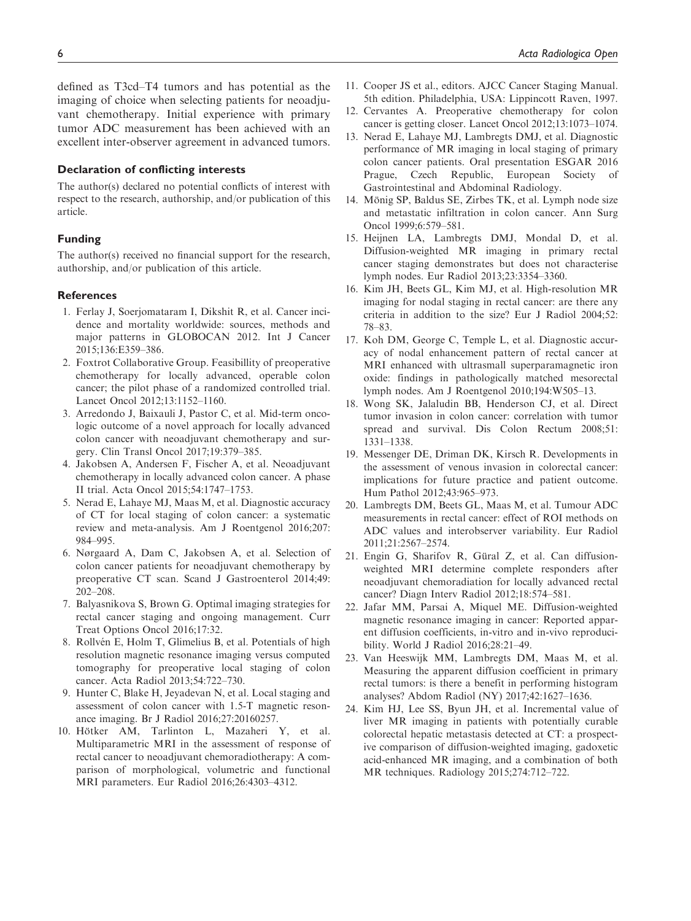defined as T3cd–T4 tumors and has potential as the imaging of choice when selecting patients for neoadjuvant chemotherapy. Initial experience with primary tumor ADC measurement has been achieved with an excellent inter-observer agreement in advanced tumors.

### Declaration of conflicting interests

The author(s) declared no potential conflicts of interest with respect to the research, authorship, and/or publication of this article.

### Funding

The author(s) received no financial support for the research, authorship, and/or publication of this article.

### References

1. Ferlay J, Soerjomataram I, Dikshit R, et al. Cancer incidence and mortality worldwide: sources, methods and major patterns in GLOBOCAN 2012. Int J Cancer 2015;136:E359–386.
2. Foxtrot Collaborative Group. Feasibillity of preoperative chemotherapy for locally advanced, operable colon cancer; the pilot phase of a randomized controlled trial. Lancet Oncol 2012;13:1152–1160.
3. Arredondo J, Baixauli J, Pastor C, et al. Mid-term oncologic outcome of a novel approach for locally advanced colon cancer with neoadjuvant chemotherapy and surgery. Clin Transl Oncol 2017;19:379–385.
4. Jakobsen A, Andersen F, Fischer A, et al. Neoadjuvant chemotherapy in locally advanced colon cancer. A phase II trial. Acta Oncol 2015;54:1747–1753.
5. Nerad E, Lahaye MJ, Maas M, et al. Diagnostic accuracy of CT for local staging of colon cancer: a systematic review and meta-analysis. Am J Roentgenol 2016;207: 984–995.
6. Nørgaard A, Dam C, Jakobsen A, et al. Selection of colon cancer patients for neoadjuvant chemotherapy by preoperative CT scan. Scand J Gastroenterol 2014;49: 202–208.
7. Balyasnikova S, Brown G. Optimal imaging strategies for rectal cancer staging and ongoing management. Curr Treat Options Oncol 2016;17:32.
8. Rollvén E, Holm T, Glimelius B, et al. Potentials of high resolution magnetic resonance imaging versus computed tomography for preoperative local staging of colon cancer. Acta Radiol 2013;54:722–730.
9. Hunter C, Blake H, Jeyadevan N, et al. Local staging and assessment of colon cancer with 1.5-T magnetic resonance imaging. Br J Radiol 2016;27:20160257.
10. Hötker AM, Tarlinton L, Mazaheri Y, et al. Multiparametric MRI in the assessment of response of rectal cancer to neoadjuvant chemoradiotherapy: A comparison of morphological, volumetric and functional MRI parameters. Eur Radiol 2016;26:4303–4312.
11. Cooper JS et al., editors. AJCC Cancer Staging Manual. 5th edition. Philadelphia, USA: Lippincott Raven, 1997.
12. Cervantes A. Preoperative chemotherapy for colon cancer is getting closer. Lancet Oncol 2012;13:1073–1074.
13. Nerad E, Lahaye MJ, Lambregts DMJ, et al. Diagnostic performance of MR imaging in local staging of primary colon cancer patients. Oral presentation ESGAR 2016 Prague, Czech Republic, European Society of Gastrointestinal and Abdominal Radiology.
14. Mönig SP, Baldus SE, Zirbes TK, et al. Lymph node size and metastatic infiltration in colon cancer. Ann Surg Oncol 1999;6:579–581.
15. Heijnen LA, Lambregts DMJ, Mondal D, et al. Diffusion-weighted MR imaging in primary rectal cancer staging demonstrates but does not characterise lymph nodes. Eur Radiol 2013;23:3354–3360.
16. Kim JH, Beets GL, Kim MJ, et al. High-resolution MR imaging for nodal staging in rectal cancer: are there any criteria in addition to the size? Eur J Radiol 2004;52: 78–83.
17. Koh DM, George C, Temple L, et al. Diagnostic accuracy of nodal enhancement pattern of rectal cancer at MRI enhanced with ultrasmall superparamagnetic iron oxide: findings in pathologically matched mesorectal lymph nodes. Am J Roentgenol 2010;194:W505–13.
18. Wong SK, Jalaludin BB, Henderson CJ, et al. Direct tumor invasion in colon cancer: correlation with tumor spread and survival. Dis Colon Rectum 2008;51: 1331–1338.
19. Messenger DE, Driman DK, Kirsch R. Developments in the assessment of venous invasion in colorectal cancer: implications for future practice and patient outcome. Hum Pathol 2012;43:965–973.
20. Lambregts DM, Beets GL, Maas M, et al. Tumour ADC measurements in rectal cancer: effect of ROI methods on ADC values and interobserver variability. Eur Radiol 2011;21:2567–2574.
21. Engin G, Sharifov R, Güral Z, et al. Can diffusion-weighted MRI determine complete responders after neoadjuvant chemoradiation for locally advanced rectal cancer? Diagn Interv Radiol 2012;18:574–581.
22. Jafar MM, Parsai A, Miquel ME. Diffusion-weighted magnetic resonance imaging in cancer: Reported apparent diffusion coefficients, in-vitro and in-vivo reproducibility. World J Radiol 2016;28:21–49.
23. Van Heeswijk MM, Lambregts DM, Maas M, et al. Measuring the apparent diffusion coefficient in primary rectal tumors: is there a benefit in performing histogram analyses? Abdom Radiol (NY) 2017;42:1627–1636.
24. Kim HJ, Lee SS, Byun JH, et al. Incremental value of liver MR imaging in patients with potentially curable colorectal hepatic metastasis detected at CT: a prospective comparison of diffusion-weighted imaging, gadoxetic acid-enhanced MR imaging, and a combination of both MR techniques. Radiology 2015;274:712–722.